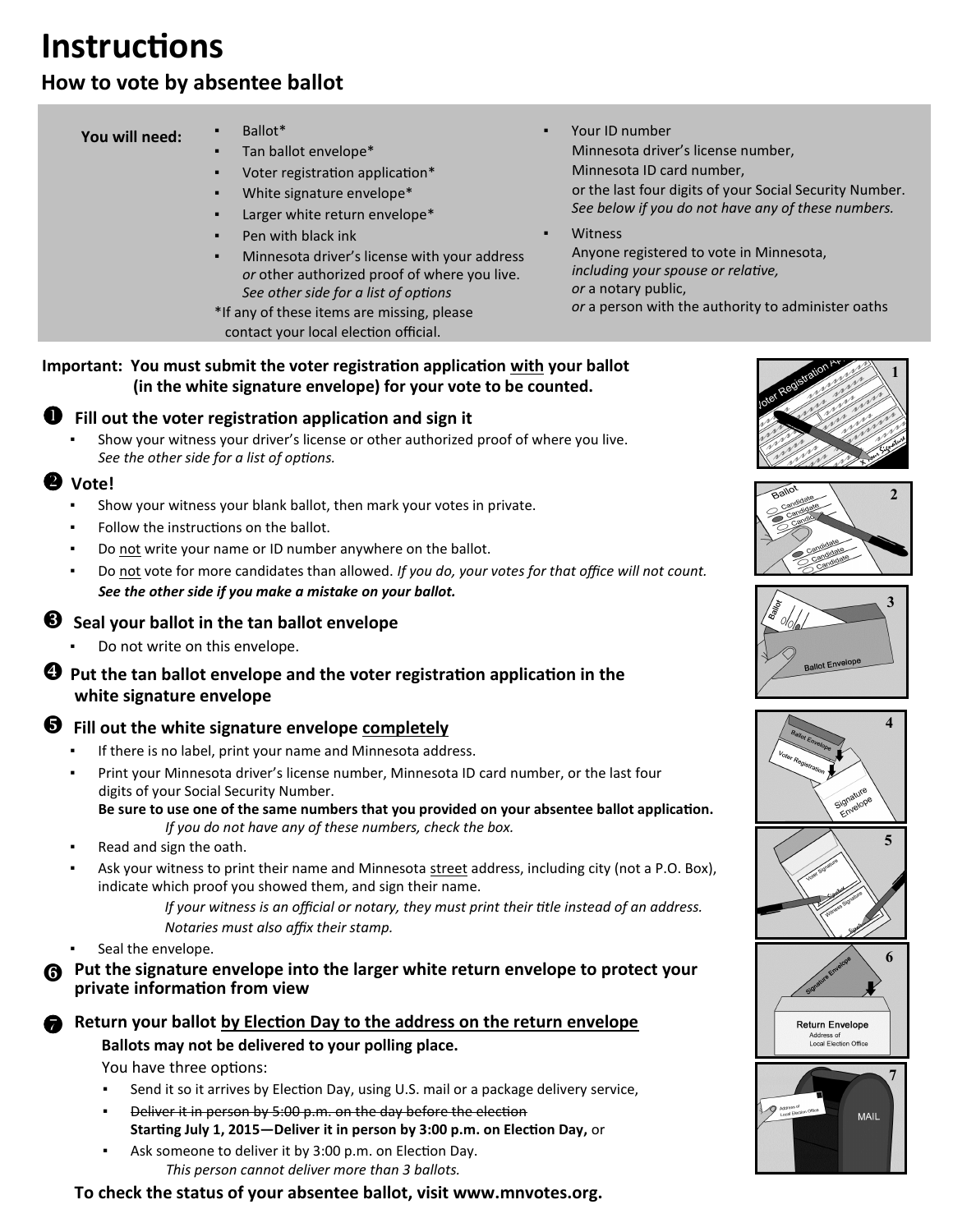# Instructions

## How to vote by absentee ballot

**You will need:**

- Ballot*
- Tan ballot envelope*
- Voter registration application*
- White signature envelope*
- Larger white return envelope*
- Pen with black ink
- Minnesota driver's license with your address *or* other authorized proof of where you live. *See other side for a list of options*

*If any of these items are missing, please contact your local election official.

- Your ID number
  Minnesota driver's license number,
  Minnesota ID card number,
  or the last four digits of your Social Security Number.
  *See below if you do not have any of these numbers.*
- Witness
  Anyone registered to vote in Minnesota,
  *including your spouse or relative,*
  *or* a notary public,
  *or* a person with the authority to administer oaths

**Important: You must submit the voter registration application with your ballot (in the white signature envelope) for your vote to be counted.**

### ❶ Fill out the voter registration application and sign it

- Show your witness your driver's license or other authorized proof of where you live. *See the other side for a list of options.*

### ❷ Vote!

- Show your witness your blank ballot, then mark your votes in private.
- Follow the instructions on the ballot.
- Do not write your name or ID number anywhere on the ballot.
- Do not vote for more candidates than allowed. *If you do, your votes for that office will not count.* ***See the other side if you make a mistake on your ballot.***

### ❸ Seal your ballot in the tan ballot envelope

- Do not write on this envelope.

### ❹ Put the tan ballot envelope and the voter registration application in the white signature envelope

### ❺ Fill out the white signature envelope completely

- If there is no label, print your name and Minnesota address.
- Print your Minnesota driver's license number, Minnesota ID card number, or the last four digits of your Social Security Number.
  **Be sure to use one of the same numbers that you provided on your absentee ballot application.**
  *If you do not have any of these numbers, check the box.*
- Read and sign the oath.
- Ask your witness to print their name and Minnesota street address, including city (not a P.O. Box), indicate which proof you showed them, and sign their name.
  *If your witness is an official or notary, they must print their title instead of an address. Notaries must also affix their stamp.*
- Seal the envelope.

### ❻ Put the signature envelope into the larger white return envelope to protect your private information from view

### ❼ Return your ballot by Election Day to the address on the return envelope

**Ballots may not be delivered to your polling place.**

You have three options:

- Send it so it arrives by Election Day, using U.S. mail or a package delivery service,
- ~~Deliver it in person by 5:00 p.m. on the day before the election~~
  **Starting July 1, 2015—Deliver it in person by 3:00 p.m. on Election Day,** or
- Ask someone to deliver it by 3:00 p.m. on Election Day.
  *This person cannot deliver more than 3 ballots.*

**To check the status of your absentee ballot, visit www.mnvotes.org.**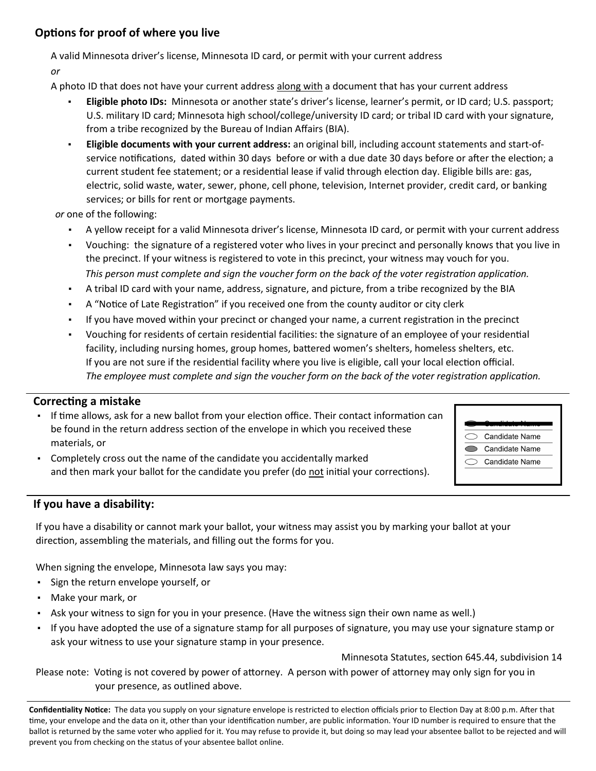## Options for proof of where you live

A valid Minnesota driver's license, Minnesota ID card, or permit with your current address

*or*

A photo ID that does not have your current address along with a document that has your current address

- **Eligible photo IDs:** Minnesota or another state's driver's license, learner's permit, or ID card; U.S. passport; U.S. military ID card; Minnesota high school/college/university ID card; or tribal ID card with your signature, from a tribe recognized by the Bureau of Indian Affairs (BIA).
- **Eligible documents with your current address:** an original bill, including account statements and start-of-service notifications, dated within 30 days before or with a due date 30 days before or after the election; a current student fee statement; or a residential lease if valid through election day. Eligible bills are: gas, electric, solid waste, water, sewer, phone, cell phone, television, Internet provider, credit card, or banking services; or bills for rent or mortgage payments.

*or* one of the following:

- A yellow receipt for a valid Minnesota driver's license, Minnesota ID card, or permit with your current address
- Vouching: the signature of a registered voter who lives in your precinct and personally knows that you live in the precinct. If your witness is registered to vote in this precinct, your witness may vouch for you.
  *This person must complete and sign the voucher form on the back of the voter registration application.*
- A tribal ID card with your name, address, signature, and picture, from a tribe recognized by the BIA
- A "Notice of Late Registration" if you received one from the county auditor or city clerk
- If you have moved within your precinct or changed your name, a current registration in the precinct
- Vouching for residents of certain residential facilities: the signature of an employee of your residential facility, including nursing homes, group homes, battered women's shelters, homeless shelters, etc. If you are not sure if the residential facility where you live is eligible, call your local election official.
  *The employee must complete and sign the voucher form on the back of the voter registration application.*

## Correcting a mistake

- If time allows, ask for a new ballot from your election office. Their contact information can be found in the return address section of the envelope in which you received these materials, or
- Completely cross out the name of the candidate you accidentally marked and then mark your ballot for the candidate you prefer (do not initial your corrections).

Candidate Name
Candidate Name
Candidate Name
Candidate Name

## If you have a disability:

If you have a disability or cannot mark your ballot, your witness may assist you by marking your ballot at your direction, assembling the materials, and filling out the forms for you.

When signing the envelope, Minnesota law says you may:

- Sign the return envelope yourself, or
- Make your mark, or
- Ask your witness to sign for you in your presence. (Have the witness sign their own name as well.)
- If you have adopted the use of a signature stamp for all purposes of signature, you may use your signature stamp or ask your witness to use your signature stamp in your presence.

Minnesota Statutes, section 645.44, subdivision 14

Please note: Voting is not covered by power of attorney. A person with power of attorney may only sign for you in your presence, as outlined above.

**Confidentiality Notice:** The data you supply on your signature envelope is restricted to election officials prior to Election Day at 8:00 p.m. After that time, your envelope and the data on it, other than your identification number, are public information. Your ID number is required to ensure that the ballot is returned by the same voter who applied for it. You may refuse to provide it, but doing so may lead your absentee ballot to be rejected and will prevent you from checking on the status of your absentee ballot online.